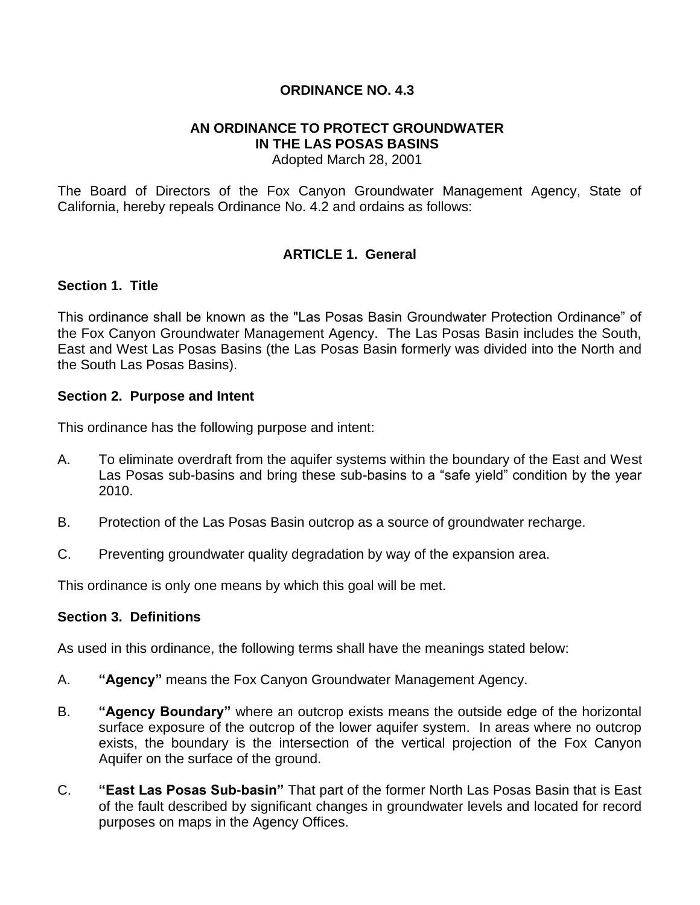# ORDINANCE NO. 4.3

## AN ORDINANCE TO PROTECT GROUNDWATER IN THE LAS POSAS BASINS

Adopted March 28, 2001

The Board of Directors of the Fox Canyon Groundwater Management Agency, State of California, hereby repeals Ordinance No. 4.2 and ordains as follows:

## ARTICLE 1. General

### Section 1. Title

This ordinance shall be known as the "Las Posas Basin Groundwater Protection Ordinance" of the Fox Canyon Groundwater Management Agency. The Las Posas Basin includes the South, East and West Las Posas Basins (the Las Posas Basin formerly was divided into the North and the South Las Posas Basins).

### Section 2. Purpose and Intent

This ordinance has the following purpose and intent:

A. To eliminate overdraft from the aquifer systems within the boundary of the East and West Las Posas sub-basins and bring these sub-basins to a "safe yield" condition by the year 2010.

B. Protection of the Las Posas Basin outcrop as a source of groundwater recharge.

C. Preventing groundwater quality degradation by way of the expansion area.

This ordinance is only one means by which this goal will be met.

### Section 3. Definitions

As used in this ordinance, the following terms shall have the meanings stated below:

A. **"Agency"** means the Fox Canyon Groundwater Management Agency.

B. **"Agency Boundary"** where an outcrop exists means the outside edge of the horizontal surface exposure of the outcrop of the lower aquifer system. In areas where no outcrop exists, the boundary is the intersection of the vertical projection of the Fox Canyon Aquifer on the surface of the ground.

C. **"East Las Posas Sub-basin"** That part of the former North Las Posas Basin that is East of the fault described by significant changes in groundwater levels and located for record purposes on maps in the Agency Offices.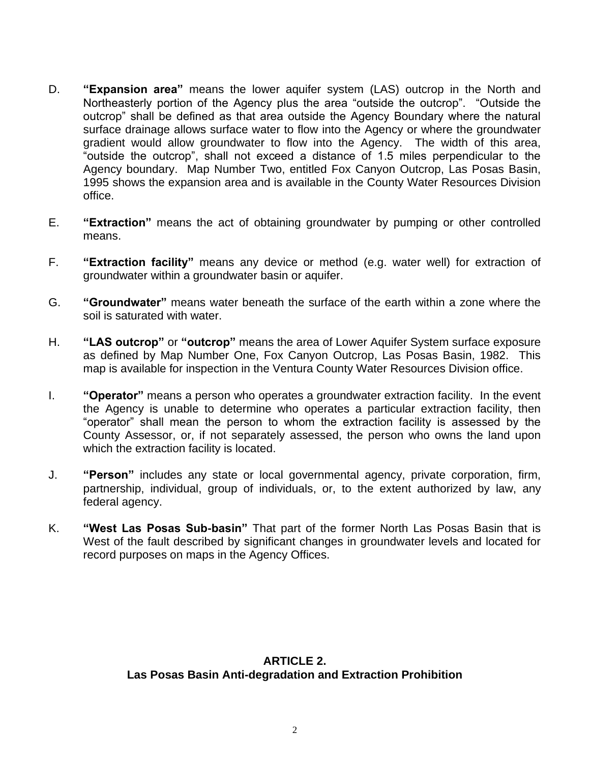D. **"Expansion area"** means the lower aquifer system (LAS) outcrop in the North and Northeasterly portion of the Agency plus the area "outside the outcrop". "Outside the outcrop" shall be defined as that area outside the Agency Boundary where the natural surface drainage allows surface water to flow into the Agency or where the groundwater gradient would allow groundwater to flow into the Agency. The width of this area, "outside the outcrop", shall not exceed a distance of 1.5 miles perpendicular to the Agency boundary. Map Number Two, entitled Fox Canyon Outcrop, Las Posas Basin, 1995 shows the expansion area and is available in the County Water Resources Division office.

E. **"Extraction"** means the act of obtaining groundwater by pumping or other controlled means.

F. **"Extraction facility"** means any device or method (e.g. water well) for extraction of groundwater within a groundwater basin or aquifer.

G. **"Groundwater"** means water beneath the surface of the earth within a zone where the soil is saturated with water.

H. **"LAS outcrop"** or **"outcrop"** means the area of Lower Aquifer System surface exposure as defined by Map Number One, Fox Canyon Outcrop, Las Posas Basin, 1982. This map is available for inspection in the Ventura County Water Resources Division office.

I. **"Operator"** means a person who operates a groundwater extraction facility. In the event the Agency is unable to determine who operates a particular extraction facility, then "operator" shall mean the person to whom the extraction facility is assessed by the County Assessor, or, if not separately assessed, the person who owns the land upon which the extraction facility is located.

J. **"Person"** includes any state or local governmental agency, private corporation, firm, partnership, individual, group of individuals, or, to the extent authorized by law, any federal agency.

K. **"West Las Posas Sub-basin"** That part of the former North Las Posas Basin that is West of the fault described by significant changes in groundwater levels and located for record purposes on maps in the Agency Offices.

## ARTICLE 2.
## Las Posas Basin Anti-degradation and Extraction Prohibition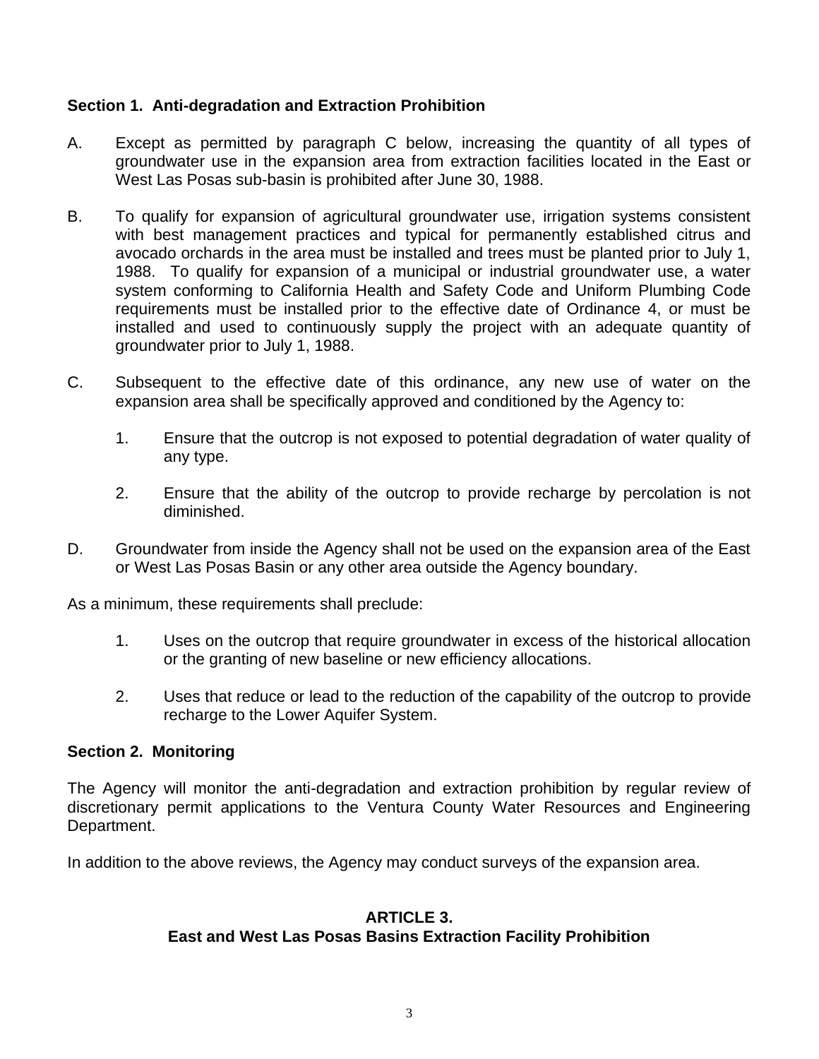**Section 1.  Anti-degradation and Extraction Prohibition**

A. Except as permitted by paragraph C below, increasing the quantity of all types of groundwater use in the expansion area from extraction facilities located in the East or West Las Posas sub-basin is prohibited after June 30, 1988.

B. To qualify for expansion of agricultural groundwater use, irrigation systems consistent with best management practices and typical for permanently established citrus and avocado orchards in the area must be installed and trees must be planted prior to July 1, 1988.  To qualify for expansion of a municipal or industrial groundwater use, a water system conforming to California Health and Safety Code and Uniform Plumbing Code requirements must be installed prior to the effective date of Ordinance 4, or must be installed and used to continuously supply the project with an adequate quantity of groundwater prior to July 1, 1988.

C. Subsequent to the effective date of this ordinance, any new use of water on the expansion area shall be specifically approved and conditioned by the Agency to:

   1. Ensure that the outcrop is not exposed to potential degradation of water quality of any type.

   2. Ensure that the ability of the outcrop to provide recharge by percolation is not diminished.

D. Groundwater from inside the Agency shall not be used on the expansion area of the East or West Las Posas Basin or any other area outside the Agency boundary.

As a minimum, these requirements shall preclude:

   1. Uses on the outcrop that require groundwater in excess of the historical allocation or the granting of new baseline or new efficiency allocations.

   2. Uses that reduce or lead to the reduction of the capability of the outcrop to provide recharge to the Lower Aquifer System.

**Section 2.  Monitoring**

The Agency will monitor the anti-degradation and extraction prohibition by regular review of discretionary permit applications to the Ventura County Water Resources and Engineering Department.

In addition to the above reviews, the Agency may conduct surveys of the expansion area.

## ARTICLE 3.
## East and West Las Posas Basins Extraction Facility Prohibition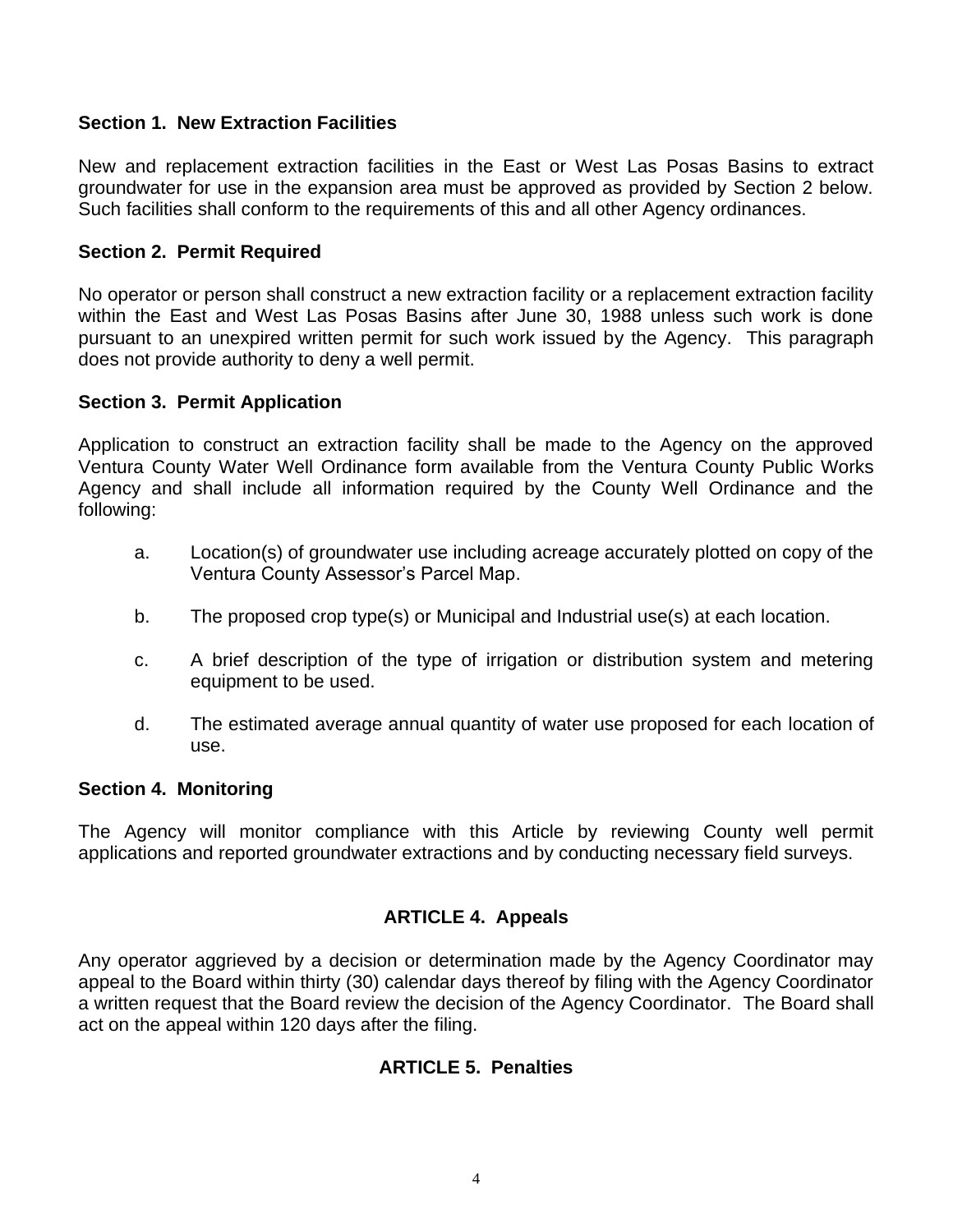**Section 1. New Extraction Facilities**

New and replacement extraction facilities in the East or West Las Posas Basins to extract groundwater for use in the expansion area must be approved as provided by Section 2 below. Such facilities shall conform to the requirements of this and all other Agency ordinances.

**Section 2. Permit Required**

No operator or person shall construct a new extraction facility or a replacement extraction facility within the East and West Las Posas Basins after June 30, 1988 unless such work is done pursuant to an unexpired written permit for such work issued by the Agency. This paragraph does not provide authority to deny a well permit.

**Section 3. Permit Application**

Application to construct an extraction facility shall be made to the Agency on the approved Ventura County Water Well Ordinance form available from the Ventura County Public Works Agency and shall include all information required by the County Well Ordinance and the following:

a. Location(s) of groundwater use including acreage accurately plotted on copy of the Ventura County Assessor's Parcel Map.

b. The proposed crop type(s) or Municipal and Industrial use(s) at each location.

c. A brief description of the type of irrigation or distribution system and metering equipment to be used.

d. The estimated average annual quantity of water use proposed for each location of use.

**Section 4. Monitoring**

The Agency will monitor compliance with this Article by reviewing County well permit applications and reported groundwater extractions and by conducting necessary field surveys.

## ARTICLE 4. Appeals

Any operator aggrieved by a decision or determination made by the Agency Coordinator may appeal to the Board within thirty (30) calendar days thereof by filing with the Agency Coordinator a written request that the Board review the decision of the Agency Coordinator. The Board shall act on the appeal within 120 days after the filing.

## ARTICLE 5. Penalties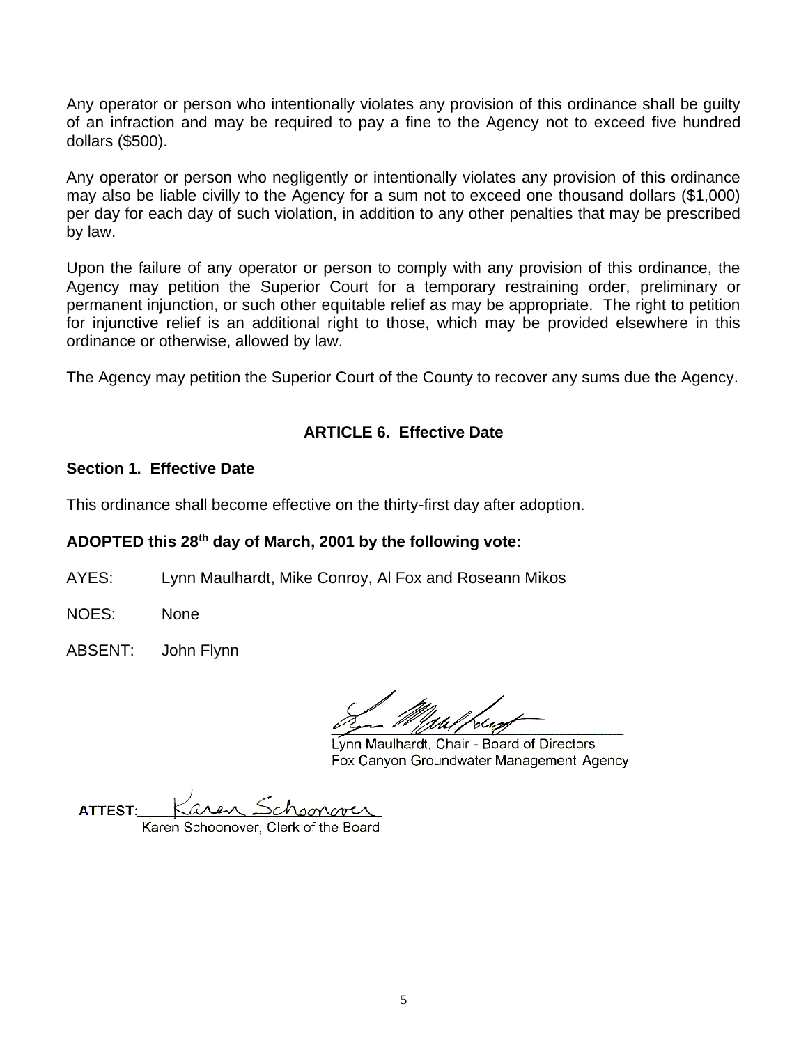Any operator or person who intentionally violates any provision of this ordinance shall be guilty of an infraction and may be required to pay a fine to the Agency not to exceed five hundred dollars ($500).

Any operator or person who negligently or intentionally violates any provision of this ordinance may also be liable civilly to the Agency for a sum not to exceed one thousand dollars ($1,000) per day for each day of such violation, in addition to any other penalties that may be prescribed by law.

Upon the failure of any operator or person to comply with any provision of this ordinance, the Agency may petition the Superior Court for a temporary restraining order, preliminary or permanent injunction, or such other equitable relief as may be appropriate. The right to petition for injunctive relief is an additional right to those, which may be provided elsewhere in this ordinance or otherwise, allowed by law.

The Agency may petition the Superior Court of the County to recover any sums due the Agency.

## ARTICLE 6. Effective Date

### Section 1. Effective Date

This ordinance shall become effective on the thirty-first day after adoption.

**ADOPTED this 28th day of March, 2001 by the following vote:**

AYES: Lynn Maulhardt, Mike Conroy, Al Fox and Roseann Mikos

NOES: None

ABSENT: John Flynn

Lynn Maulhardt, Chair - Board of Directors
Fox Canyon Groundwater Management Agency

ATTEST: Karen Schoonover
Karen Schoonover, Clerk of the Board